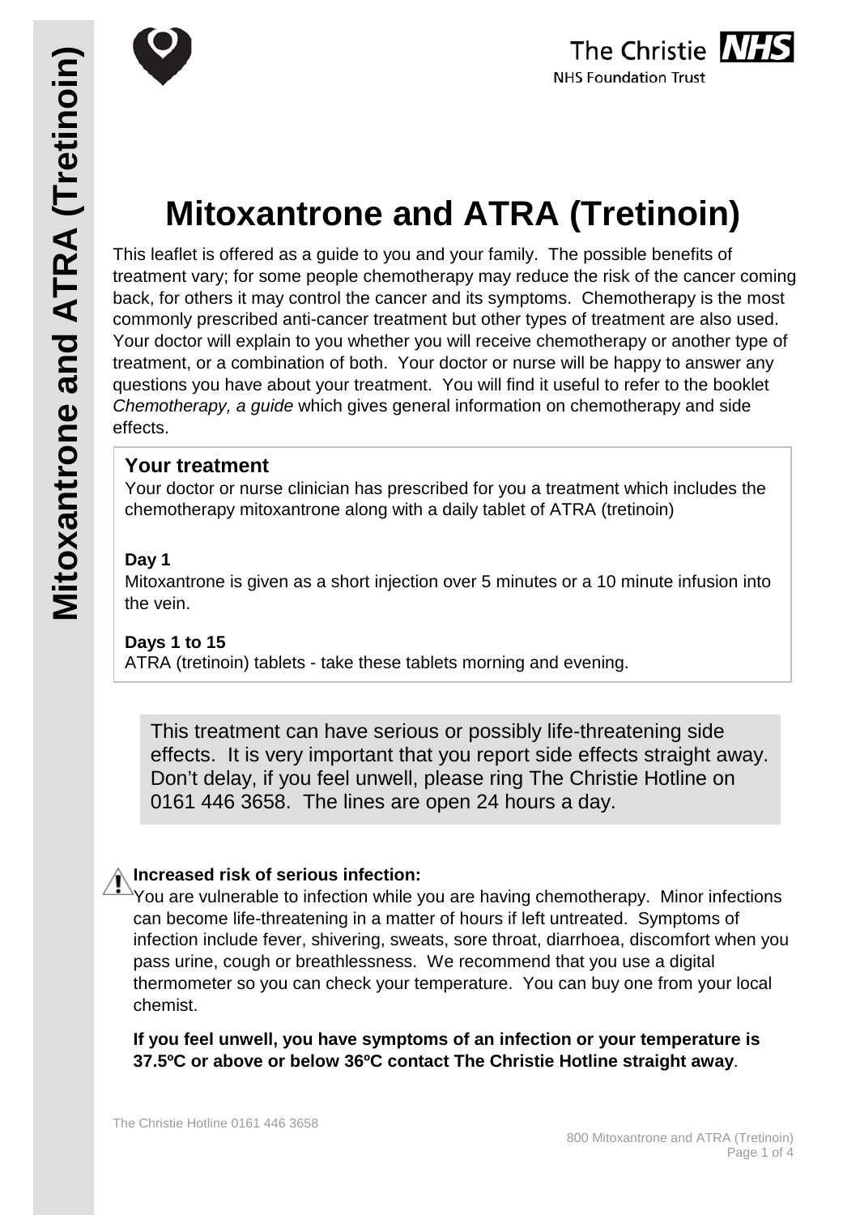# Mitoxantrone and ATRA (Tretinoin)

This leaflet is offered as a guide to you and your family. The possible benefits of treatment vary; for some people chemotherapy may reduce the risk of the cancer coming back, for others it may control the cancer and its symptoms. Chemotherapy is the most commonly prescribed anti-cancer treatment but other types of treatment are also used. Your doctor will explain to you whether you will receive chemotherapy or another type of treatment, or a combination of both. Your doctor or nurse will be happy to answer any questions you have about your treatment. You will find it useful to refer to the booklet *Chemotherapy, a guide* which gives general information on chemotherapy and side effects.

## Your treatment

Your doctor or nurse clinician has prescribed for you a treatment which includes the chemotherapy mitoxantrone along with a daily tablet of ATRA (tretinoin)

**Day 1**
Mitoxantrone is given as a short injection over 5 minutes or a 10 minute infusion into the vein.

**Days 1 to 15**
ATRA (tretinoin) tablets - take these tablets morning and evening.

This treatment can have serious or possibly life-threatening side effects. It is very important that you report side effects straight away. Don't delay, if you feel unwell, please ring The Christie Hotline on 0161 446 3658. The lines are open 24 hours a day.

**Increased risk of serious infection:**
You are vulnerable to infection while you are having chemotherapy. Minor infections can become life-threatening in a matter of hours if left untreated. Symptoms of infection include fever, shivering, sweats, sore throat, diarrhoea, discomfort when you pass urine, cough or breathlessness. We recommend that you use a digital thermometer so you can check your temperature. You can buy one from your local chemist.

**If you feel unwell, you have symptoms of an infection or your temperature is 37.5ºC or above or below 36ºC contact The Christie Hotline straight away**.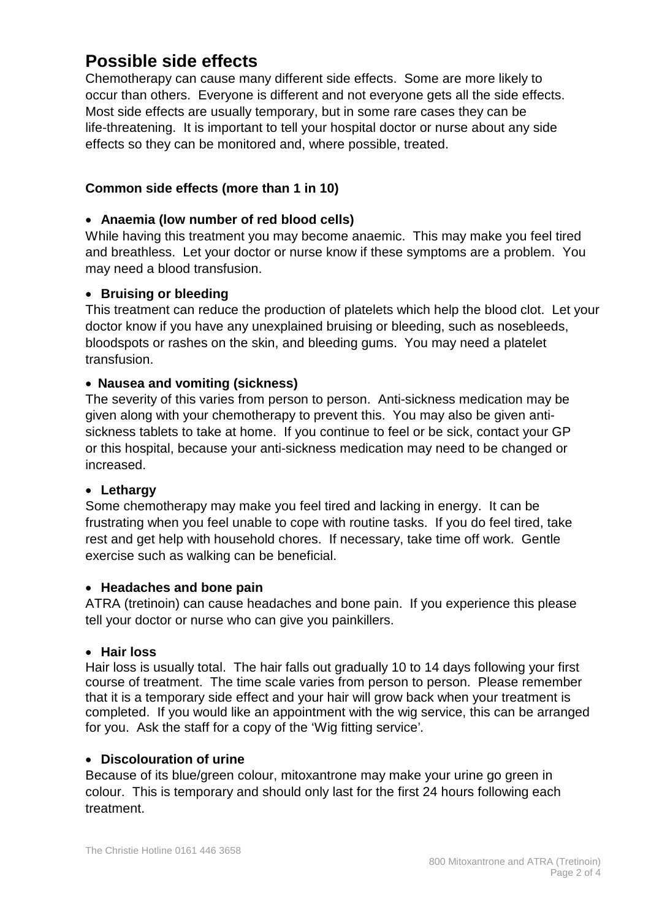# Possible side effects

Chemotherapy can cause many different side effects. Some are more likely to occur than others. Everyone is different and not everyone gets all the side effects. Most side effects are usually temporary, but in some rare cases they can be life-threatening. It is important to tell your hospital doctor or nurse about any side effects so they can be monitored and, where possible, treated.

### Common side effects (more than 1 in 10)

- **Anaemia (low number of red blood cells)**

While having this treatment you may become anaemic. This may make you feel tired and breathless. Let your doctor or nurse know if these symptoms are a problem. You may need a blood transfusion.

- **Bruising or bleeding**

This treatment can reduce the production of platelets which help the blood clot. Let your doctor know if you have any unexplained bruising or bleeding, such as nosebleeds, bloodspots or rashes on the skin, and bleeding gums. You may need a platelet transfusion.

- **Nausea and vomiting (sickness)**

The severity of this varies from person to person. Anti-sickness medication may be given along with your chemotherapy to prevent this. You may also be given anti-sickness tablets to take at home. If you continue to feel or be sick, contact your GP or this hospital, because your anti-sickness medication may need to be changed or increased.

- **Lethargy**

Some chemotherapy may make you feel tired and lacking in energy. It can be frustrating when you feel unable to cope with routine tasks. If you do feel tired, take rest and get help with household chores. If necessary, take time off work. Gentle exercise such as walking can be beneficial.

- **Headaches and bone pain**

ATRA (tretinoin) can cause headaches and bone pain. If you experience this please tell your doctor or nurse who can give you painkillers.

- **Hair loss**

Hair loss is usually total. The hair falls out gradually 10 to 14 days following your first course of treatment. The time scale varies from person to person. Please remember that it is a temporary side effect and your hair will grow back when your treatment is completed. If you would like an appointment with the wig service, this can be arranged for you. Ask the staff for a copy of the 'Wig fitting service'.

- **Discolouration of urine**

Because of its blue/green colour, mitoxantrone may make your urine go green in colour. This is temporary and should only last for the first 24 hours following each treatment.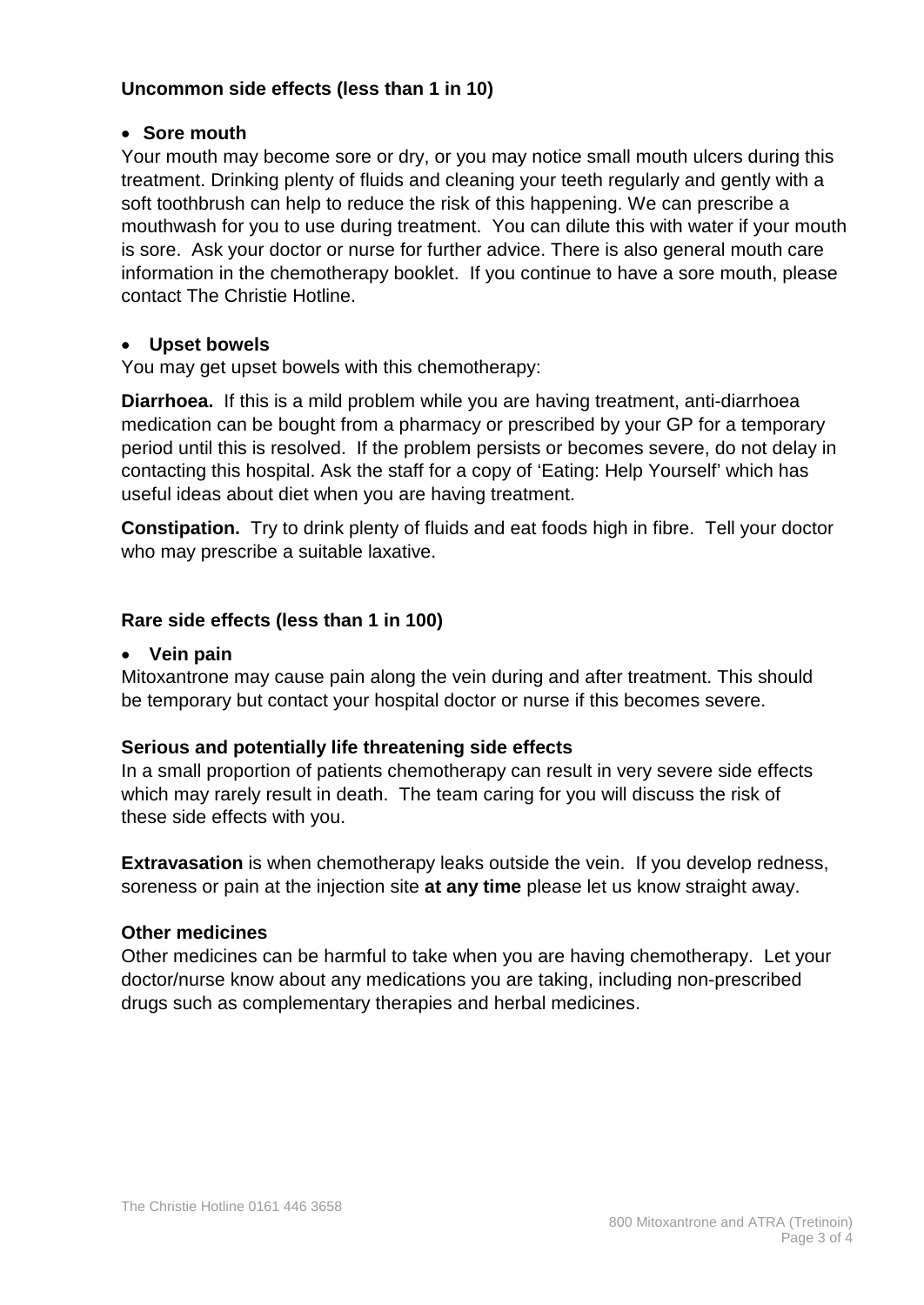## Uncommon side effects (less than 1 in 10)

- **Sore mouth**

Your mouth may become sore or dry, or you may notice small mouth ulcers during this treatment. Drinking plenty of fluids and cleaning your teeth regularly and gently with a soft toothbrush can help to reduce the risk of this happening. We can prescribe a mouthwash for you to use during treatment. You can dilute this with water if your mouth is sore. Ask your doctor or nurse for further advice. There is also general mouth care information in the chemotherapy booklet. If you continue to have a sore mouth, please contact The Christie Hotline.

- **Upset bowels**

You may get upset bowels with this chemotherapy:

**Diarrhoea.** If this is a mild problem while you are having treatment, anti-diarrhoea medication can be bought from a pharmacy or prescribed by your GP for a temporary period until this is resolved. If the problem persists or becomes severe, do not delay in contacting this hospital. Ask the staff for a copy of 'Eating: Help Yourself' which has useful ideas about diet when you are having treatment.

**Constipation.** Try to drink plenty of fluids and eat foods high in fibre. Tell your doctor who may prescribe a suitable laxative.

## Rare side effects (less than 1 in 100)

- **Vein pain**

Mitoxantrone may cause pain along the vein during and after treatment. This should be temporary but contact your hospital doctor or nurse if this becomes severe.

### Serious and potentially life threatening side effects

In a small proportion of patients chemotherapy can result in very severe side effects which may rarely result in death. The team caring for you will discuss the risk of these side effects with you.

**Extravasation** is when chemotherapy leaks outside the vein. If you develop redness, soreness or pain at the injection site **at any time** please let us know straight away.

### Other medicines

Other medicines can be harmful to take when you are having chemotherapy. Let your doctor/nurse know about any medications you are taking, including non-prescribed drugs such as complementary therapies and herbal medicines.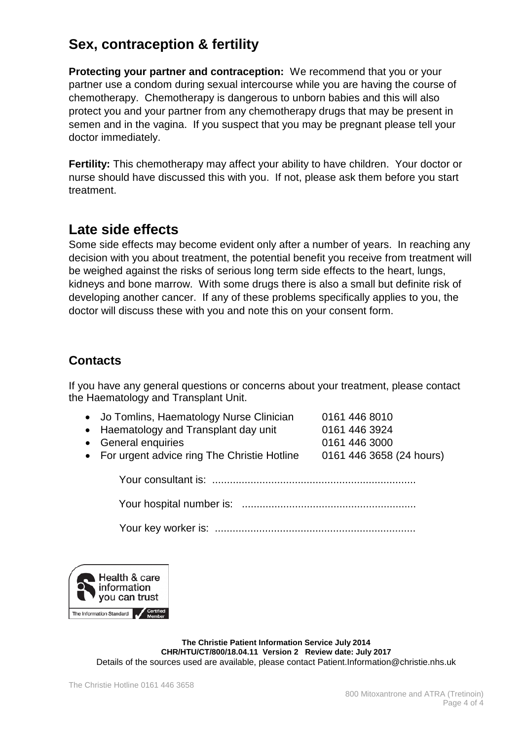## Sex, contraception & fertility

**Protecting your partner and contraception:** We recommend that you or your partner use a condom during sexual intercourse while you are having the course of chemotherapy. Chemotherapy is dangerous to unborn babies and this will also protect you and your partner from any chemotherapy drugs that may be present in semen and in the vagina. If you suspect that you may be pregnant please tell your doctor immediately.

**Fertility:** This chemotherapy may affect your ability to have children. Your doctor or nurse should have discussed this with you. If not, please ask them before you start treatment.

## Late side effects

Some side effects may become evident only after a number of years. In reaching any decision with you about treatment, the potential benefit you receive from treatment will be weighed against the risks of serious long term side effects to the heart, lungs, kidneys and bone marrow. With some drugs there is also a small but definite risk of developing another cancer. If any of these problems specifically applies to you, the doctor will discuss these with you and note this on your consent form.

### Contacts

If you have any general questions or concerns about your treatment, please contact the Haematology and Transplant Unit.

- Jo Tomlins, Haematology Nurse Clinician 0161 446 8010
- Haematology and Transplant day unit 0161 446 3924
- General enquiries 0161 446 3000
- For urgent advice ring The Christie Hotline 0161 446 3658 (24 hours)

Your consultant is: ....................................................................

Your hospital number is: ..........................................................

Your key worker is: ...................................................................

Health & care information you can trust
The Information Standard Certified Member

**The Christie Patient Information Service July 2014**
**CHR/HTU/CT/800/18.04.11 Version 2 Review date: July 2017**
Details of the sources used are available, please contact Patient.Information@christie.nhs.uk